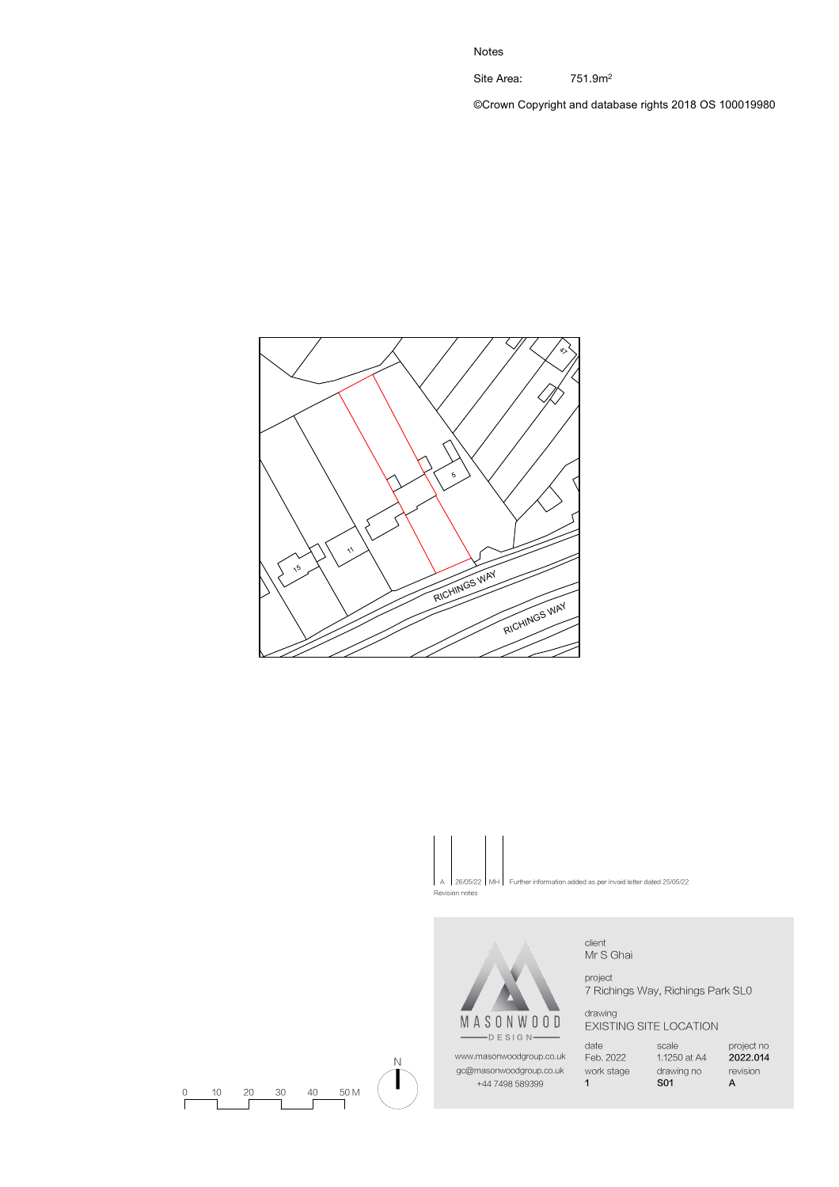Notes

Site Area: 751.9m$^2$

©Crown Copyright and database rights 2018 OS 100019980

RICHINGS WAY

RICHINGS WAY

15

11

5

47

| A | 26/05/22 | MH | Further information added as per invaid letter dated 25/05/22 |
|---|---|---|---|

Revision notes

MASONWOOD DESIGN

www.masonwoodgroup.co.uk

gc@masonwoodgroup.co.uk

+44 7498 589399

client
Mr S Ghai

project
7 Richings Way, Richings Park SL0

drawing
EXISTING SITE LOCATION

| date | scale | project no |
|---|---|---|
| Feb. 2022 | 1.1250 at A4 | **2022.014** |
| **work stage** | **drawing no** | **revision** |
| 1 | **S01** | A |

0 10 20 30 40 50 M

N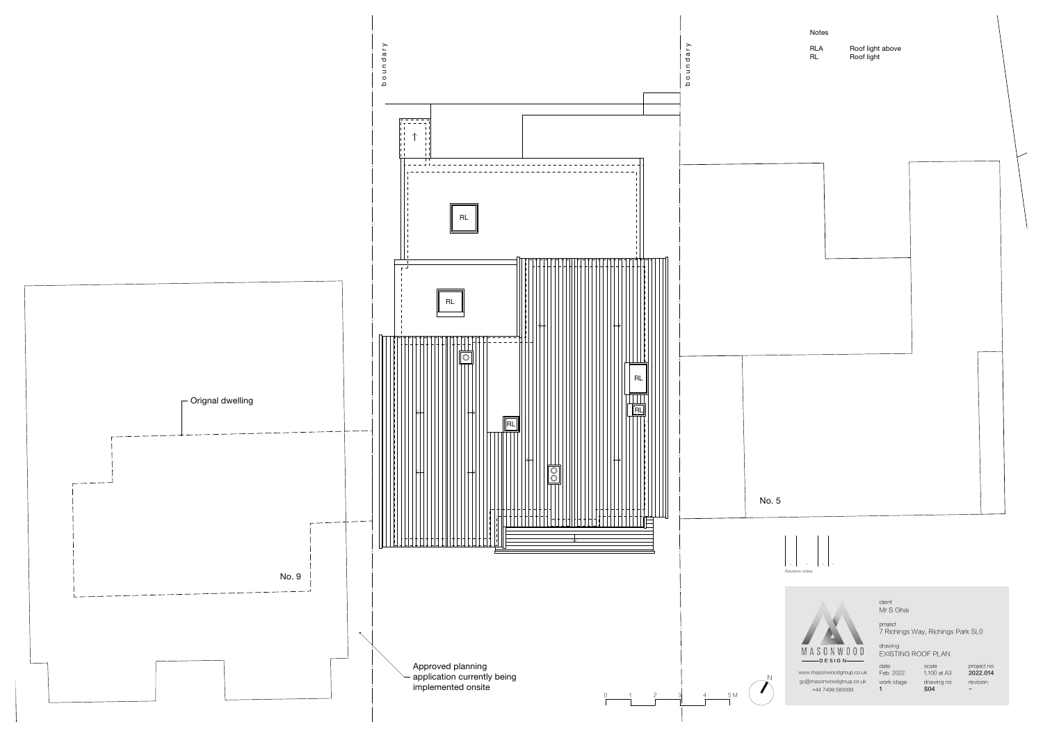boundary

boundary

Notes

| | |
|---|---|
| RLA | Roof light above |
| RL | Roof light |

RL

RL

RL

RL

RL

Orignal dwelling

No. 5

No. 9

Approved planning application currently being implemented onsite

0 1 2 3 4 5 M

N

Revision notes

MASONWOOD DESIGN

www.masonwoodgroup.co.uk
gc@masonwoodgroup.co.uk
+44 7498 589399

client
Mr S Ghai

project
7 Richings Way, Richings Park SL0

drawing
EXISTING ROOF PLAN

| date | scale | project no |
|---|---|---|
| Feb. 2022 | 1:100 at A3 | **2022.014** |
| work stage | drawing no | revision |
| **1** | **S04** | – |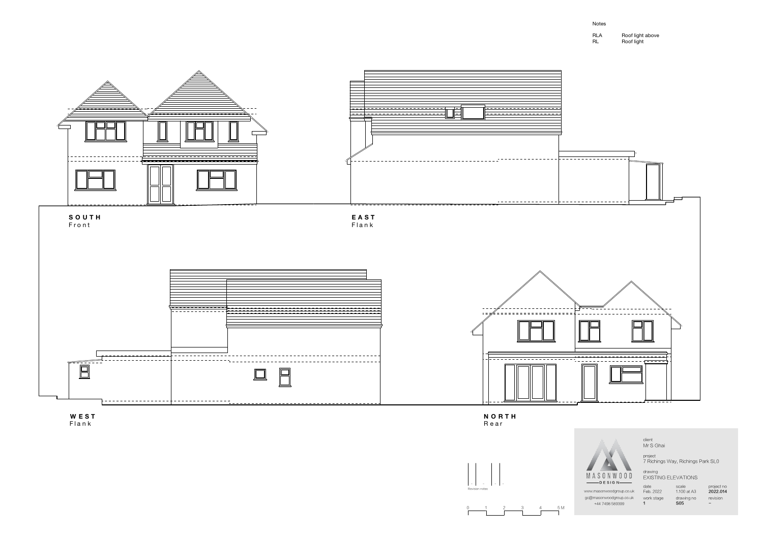Notes

RLA Roof light above
RL Roof light

**S O U T H**
F r o n t

**E A S T**
F l a n k

**W E S T**
F l a n k

**N O R T H**
R e a r

Revision notes

0 1 2 3 4 5 M

MASONWOOD
DESIGN

www.masonwoodgroup.co.uk
gc@masonwoodgroup.co.uk
+44 7498 589399

client
Mr S Ghai

project
7 Richings Way, Richings Park SL0

drawing
EXISTING ELEVATIONS

| date | scale | project no |
|---|---|---|
| Feb. 2022 | 1:100 at A3 | **2022.014** |
| work stage | drawing no | revision |
| **1** | **S05** | – |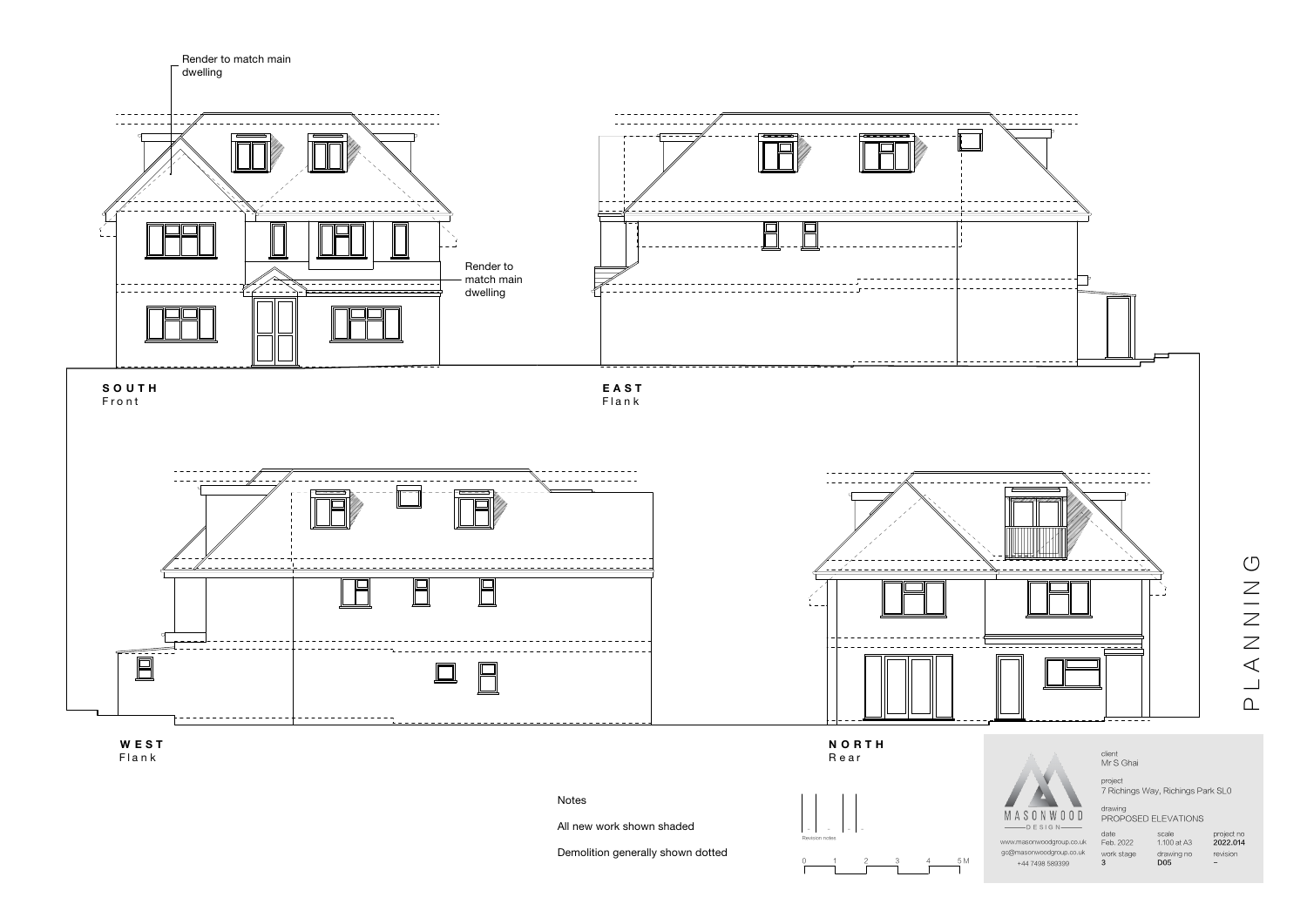Render to match main dwelling

Render to match main dwelling

**SOUTH**
Front

**EAST**
Flank

**WEST**
Flank

**NORTH**
Rear

PLANNING

Notes

All new work shown shaded

Demolition generally shown dotted

Revision notes

0 1 2 3 4 5 M

MASONWOOD
DESIGN

www.masonwoodgroup.co.uk
go@masonwoodgroup.co.uk
+44 7498 589399

client
Mr S Ghai

project
7 Richings Way, Richings Park SL0

drawing
PROPOSED ELEVATIONS

| date | scale | project no |
|---|---|---|
| Feb. 2022 | 1:100 at A3 | **2022.014** |
| **work stage** | **drawing no** | **revision** |
| **3** | **D05** | – |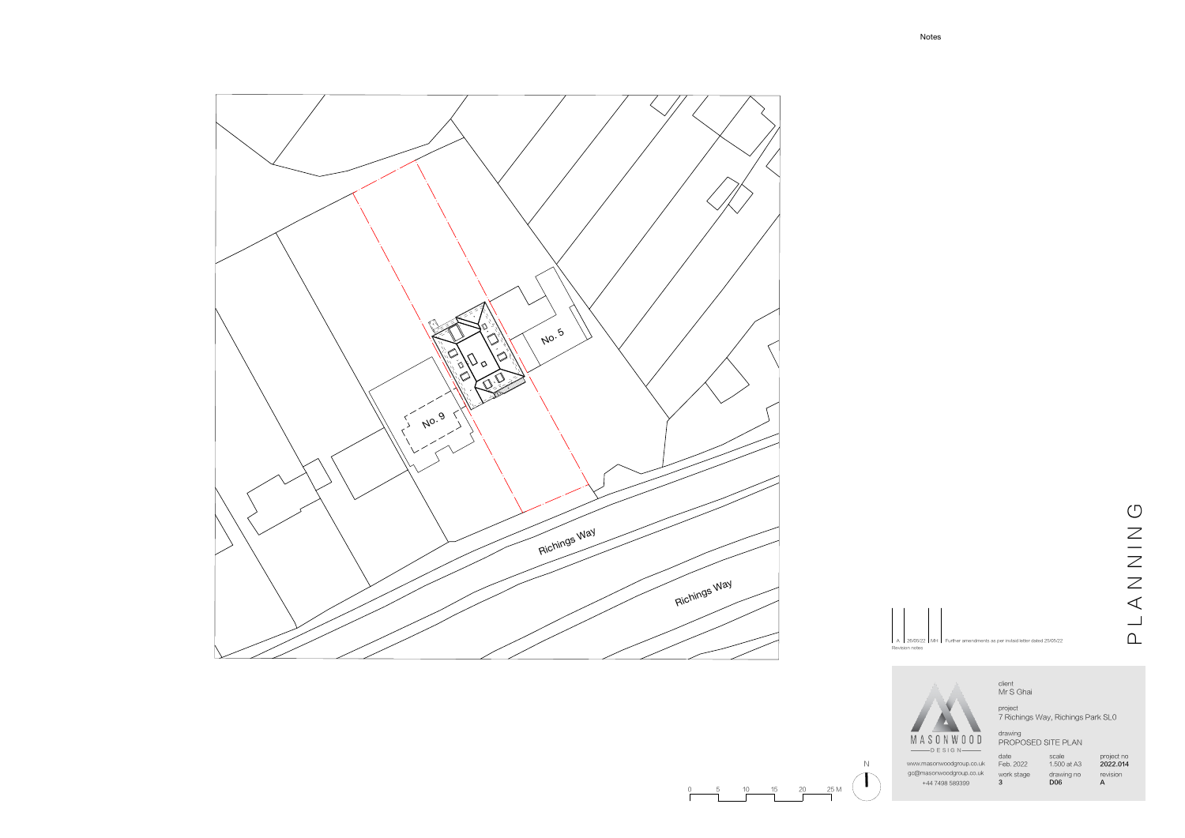Notes

No. 5

No. 9

Richings Way

Richings Way

0 5 10 15 20 25 M

N

| | | | |
|---|---|---|---|
| A | 26/05/22 | MH | Further amendments as per invalid letter dated 25/05/22 |

Revision notes

PLANNING

MASONWOOD
DESIGN

www.masonwoodgroup.co.uk
gc@masonwoodgroup.co.uk
+44 7498 589399

client
Mr S Ghai

project
7 Richings Way, Richings Park SL0

drawing
PROPOSED SITE PLAN

| | | |
|---|---|---|
| date<br>Feb. 2022 | scale<br>1.500 at A3 | project no<br>**2022.014** |
| work stage<br>**3** | drawing no<br>**D06** | revision<br>**A** |